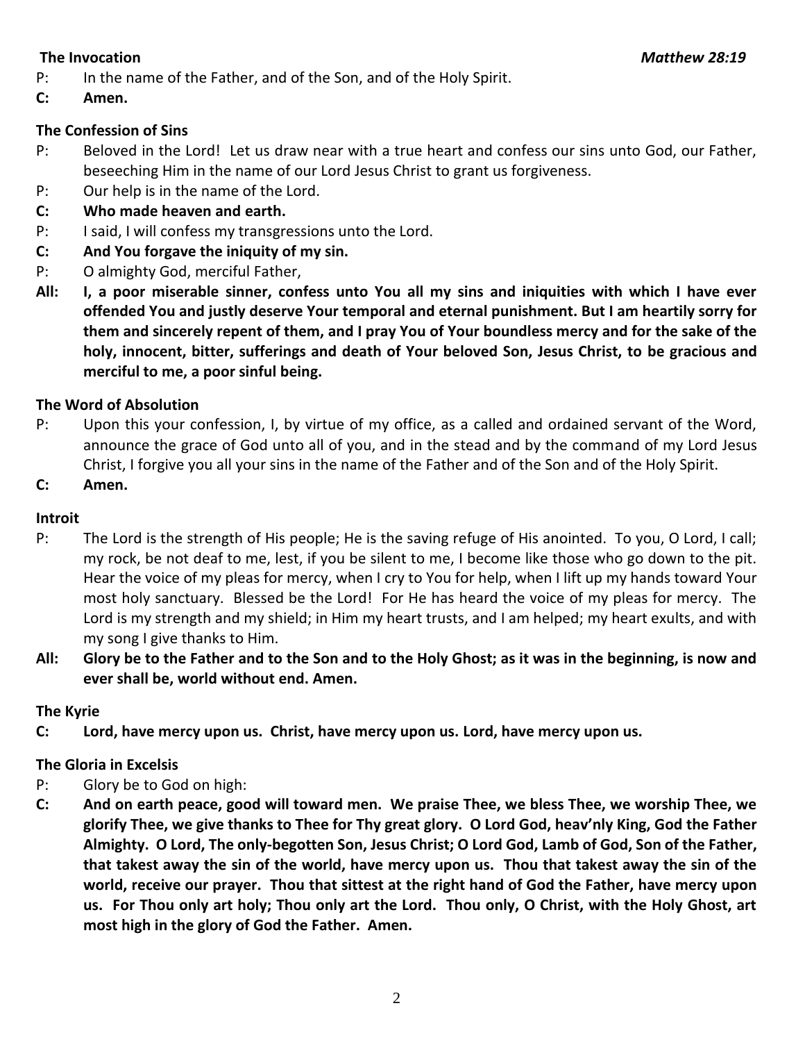**The Invocation** *Matthew 28:19*

P: In the name of the Father, and of the Son, and of the Holy Spirit.

**C: Amen.**

**The Confession of Sins**

P: Beloved in the Lord! Let us draw near with a true heart and confess our sins unto God, our Father, beseeching Him in the name of our Lord Jesus Christ to grant us forgiveness.

P: Our help is in the name of the Lord.

**C: Who made heaven and earth.**

P: I said, I will confess my transgressions unto the Lord.

**C: And You forgave the iniquity of my sin.**

P: O almighty God, merciful Father,

**All: I, a poor miserable sinner, confess unto You all my sins and iniquities with which I have ever offended You and justly deserve Your temporal and eternal punishment. But I am heartily sorry for them and sincerely repent of them, and I pray You of Your boundless mercy and for the sake of the holy, innocent, bitter, sufferings and death of Your beloved Son, Jesus Christ, to be gracious and merciful to me, a poor sinful being.**

**The Word of Absolution**

P: Upon this your confession, I, by virtue of my office, as a called and ordained servant of the Word, announce the grace of God unto all of you, and in the stead and by the command of my Lord Jesus Christ, I forgive you all your sins in the name of the Father and of the Son and of the Holy Spirit.

**C: Amen.**

**Introit**

P: The Lord is the strength of His people; He is the saving refuge of His anointed. To you, O Lord, I call; my rock, be not deaf to me, lest, if you be silent to me, I become like those who go down to the pit. Hear the voice of my pleas for mercy, when I cry to You for help, when I lift up my hands toward Your most holy sanctuary. Blessed be the Lord! For He has heard the voice of my pleas for mercy. The Lord is my strength and my shield; in Him my heart trusts, and I am helped; my heart exults, and with my song I give thanks to Him.

**All: Glory be to the Father and to the Son and to the Holy Ghost; as it was in the beginning, is now and ever shall be, world without end. Amen.**

**The Kyrie**

**C: Lord, have mercy upon us. Christ, have mercy upon us. Lord, have mercy upon us.**

**The Gloria in Excelsis**

P: Glory be to God on high:

**C: And on earth peace, good will toward men. We praise Thee, we bless Thee, we worship Thee, we glorify Thee, we give thanks to Thee for Thy great glory. O Lord God, heav'nly King, God the Father Almighty. O Lord, The only-begotten Son, Jesus Christ; O Lord God, Lamb of God, Son of the Father, that takest away the sin of the world, have mercy upon us. Thou that takest away the sin of the world, receive our prayer. Thou that sittest at the right hand of God the Father, have mercy upon us. For Thou only art holy; Thou only art the Lord. Thou only, O Christ, with the Holy Ghost, art most high in the glory of God the Father. Amen.**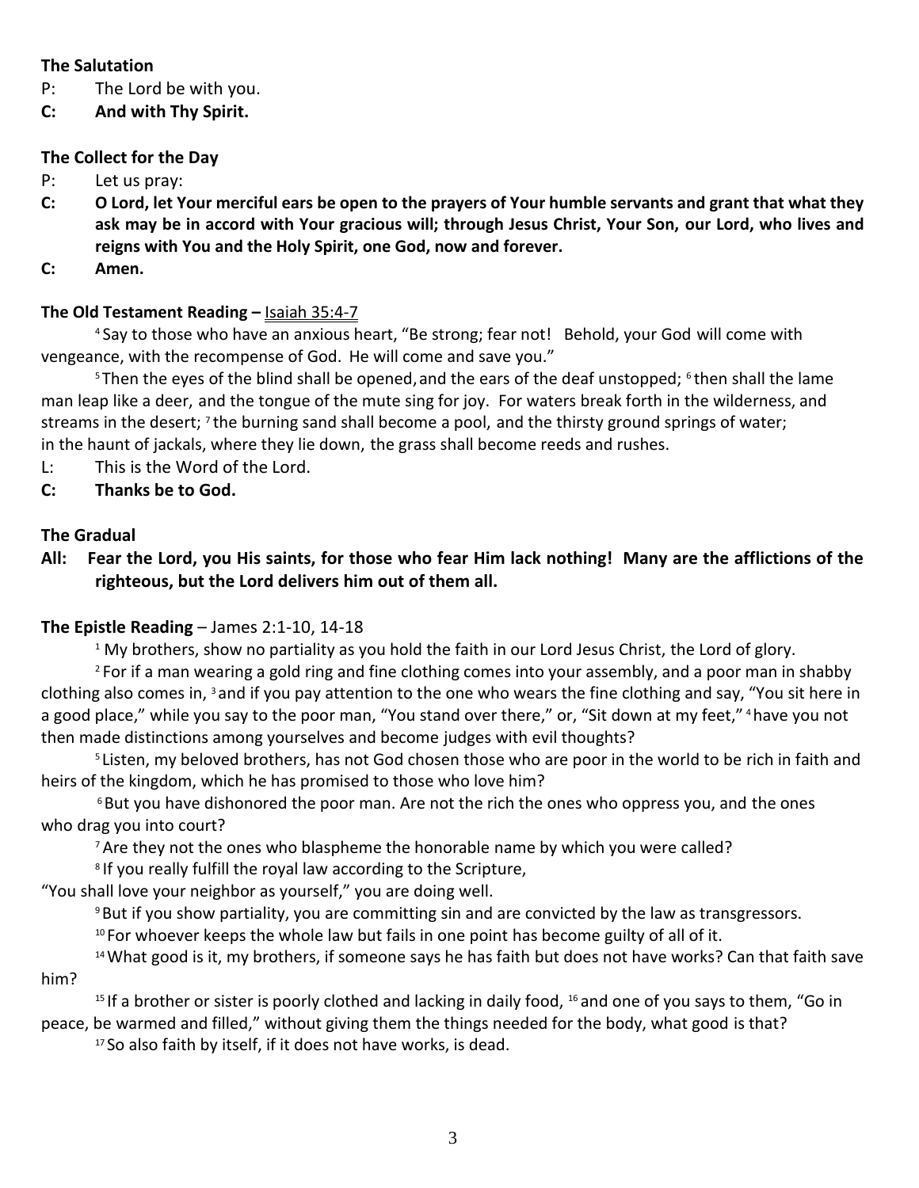**The Salutation**

P: The Lord be with you.

**C: And with Thy Spirit.**

**The Collect for the Day**

P: Let us pray:

**C: O Lord, let Your merciful ears be open to the prayers of Your humble servants and grant that what they ask may be in accord with Your gracious will; through Jesus Christ, Your Son, our Lord, who lives and reigns with You and the Holy Spirit, one God, now and forever.**

**C: Amen.**

**The Old Testament Reading –** Isaiah 35:4-7

[4] Say to those who have an anxious heart, "Be strong; fear not! Behold, your God will come with vengeance, with the recompense of God. He will come and save you."

[5] Then the eyes of the blind shall be opened, and the ears of the deaf unstopped; [6] then shall the lame man leap like a deer, and the tongue of the mute sing for joy. For waters break forth in the wilderness, and streams in the desert; [7] the burning sand shall become a pool, and the thirsty ground springs of water; in the haunt of jackals, where they lie down, the grass shall become reeds and rushes.

L: This is the Word of the Lord.

**C: Thanks be to God.**

**The Gradual**

**All: Fear the Lord, you His saints, for those who fear Him lack nothing! Many are the afflictions of the righteous, but the Lord delivers him out of them all.**

**The Epistle Reading** – James 2:1-10, 14-18

[1] My brothers, show no partiality as you hold the faith in our Lord Jesus Christ, the Lord of glory.

[2] For if a man wearing a gold ring and fine clothing comes into your assembly, and a poor man in shabby clothing also comes in, [3] and if you pay attention to the one who wears the fine clothing and say, "You sit here in a good place," while you say to the poor man, "You stand over there," or, "Sit down at my feet," [4] have you not then made distinctions among yourselves and become judges with evil thoughts?

[5] Listen, my beloved brothers, has not God chosen those who are poor in the world to be rich in faith and heirs of the kingdom, which he has promised to those who love him?

[6] But you have dishonored the poor man. Are not the rich the ones who oppress you, and the ones who drag you into court?

[7] Are they not the ones who blaspheme the honorable name by which you were called?

[8] If you really fulfill the royal law according to the Scripture, "You shall love your neighbor as yourself," you are doing well.

[9] But if you show partiality, you are committing sin and are convicted by the law as transgressors.

[10] For whoever keeps the whole law but fails in one point has become guilty of all of it.

[14] What good is it, my brothers, if someone says he has faith but does not have works? Can that faith save him?

[15] If a brother or sister is poorly clothed and lacking in daily food, [16] and one of you says to them, "Go in peace, be warmed and filled," without giving them the things needed for the body, what good is that?

[17] So also faith by itself, if it does not have works, is dead.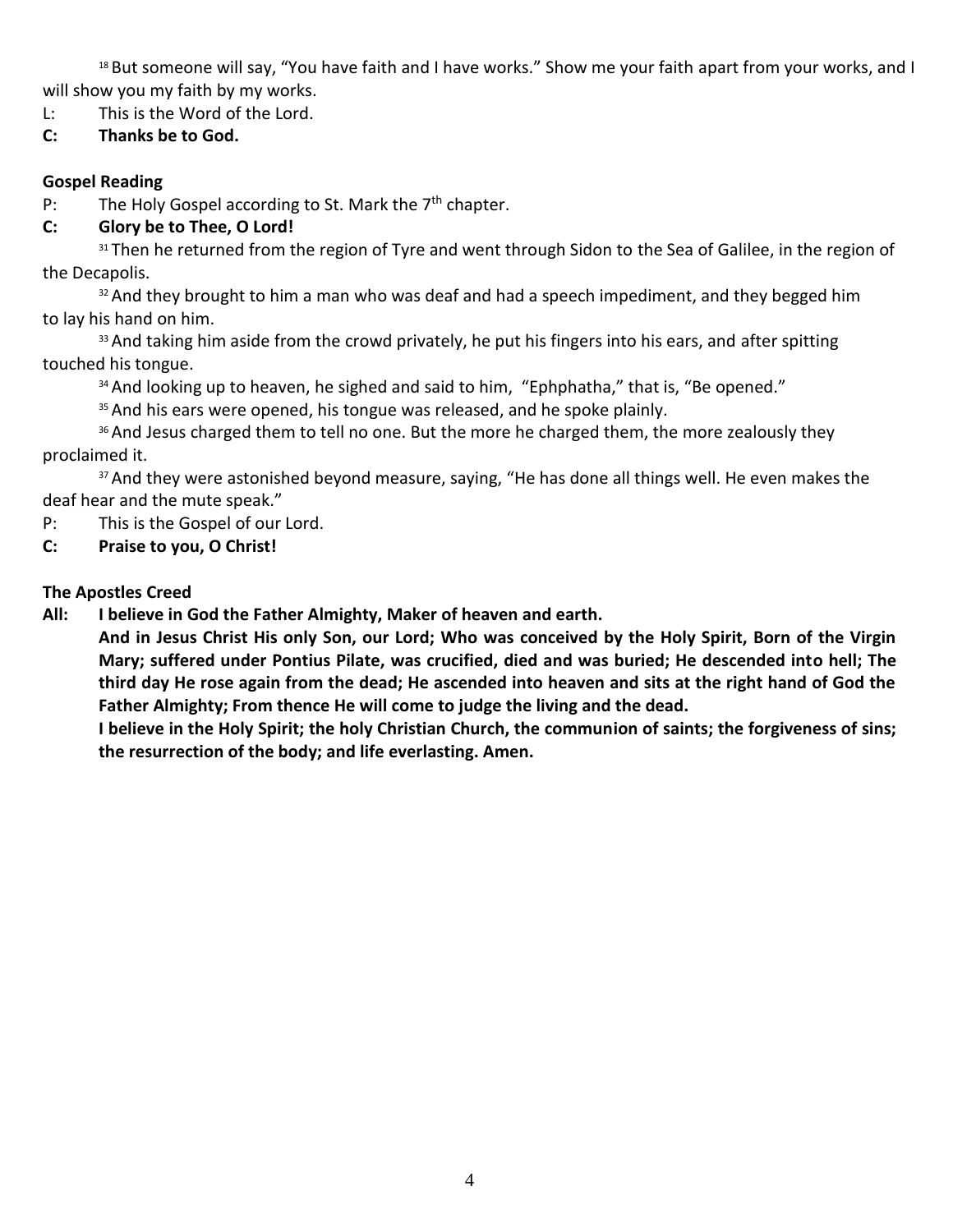[18] But someone will say, "You have faith and I have works." Show me your faith apart from your works, and I will show you my faith by my works.

L: This is the Word of the Lord.

**C: Thanks be to God.**

**Gospel Reading**

P: The Holy Gospel according to St. Mark the 7th chapter.

**C: Glory be to Thee, O Lord!**

[31] Then he returned from the region of Tyre and went through Sidon to the Sea of Galilee, in the region of the Decapolis.

[32] And they brought to him a man who was deaf and had a speech impediment, and they begged him to lay his hand on him.

[33] And taking him aside from the crowd privately, he put his fingers into his ears, and after spitting touched his tongue.

[34] And looking up to heaven, he sighed and said to him, "Ephphatha," that is, "Be opened."

[35] And his ears were opened, his tongue was released, and he spoke plainly.

[36] And Jesus charged them to tell no one. But the more he charged them, the more zealously they proclaimed it.

[37] And they were astonished beyond measure, saying, "He has done all things well. He even makes the deaf hear and the mute speak."

P: This is the Gospel of our Lord.

**C: Praise to you, O Christ!**

**The Apostles Creed**

**All: I believe in God the Father Almighty, Maker of heaven and earth.**

**And in Jesus Christ His only Son, our Lord; Who was conceived by the Holy Spirit, Born of the Virgin Mary; suffered under Pontius Pilate, was crucified, died and was buried; He descended into hell; The third day He rose again from the dead; He ascended into heaven and sits at the right hand of God the Father Almighty; From thence He will come to judge the living and the dead.**

**I believe in the Holy Spirit; the holy Christian Church, the communion of saints; the forgiveness of sins; the resurrection of the body; and life everlasting. Amen.**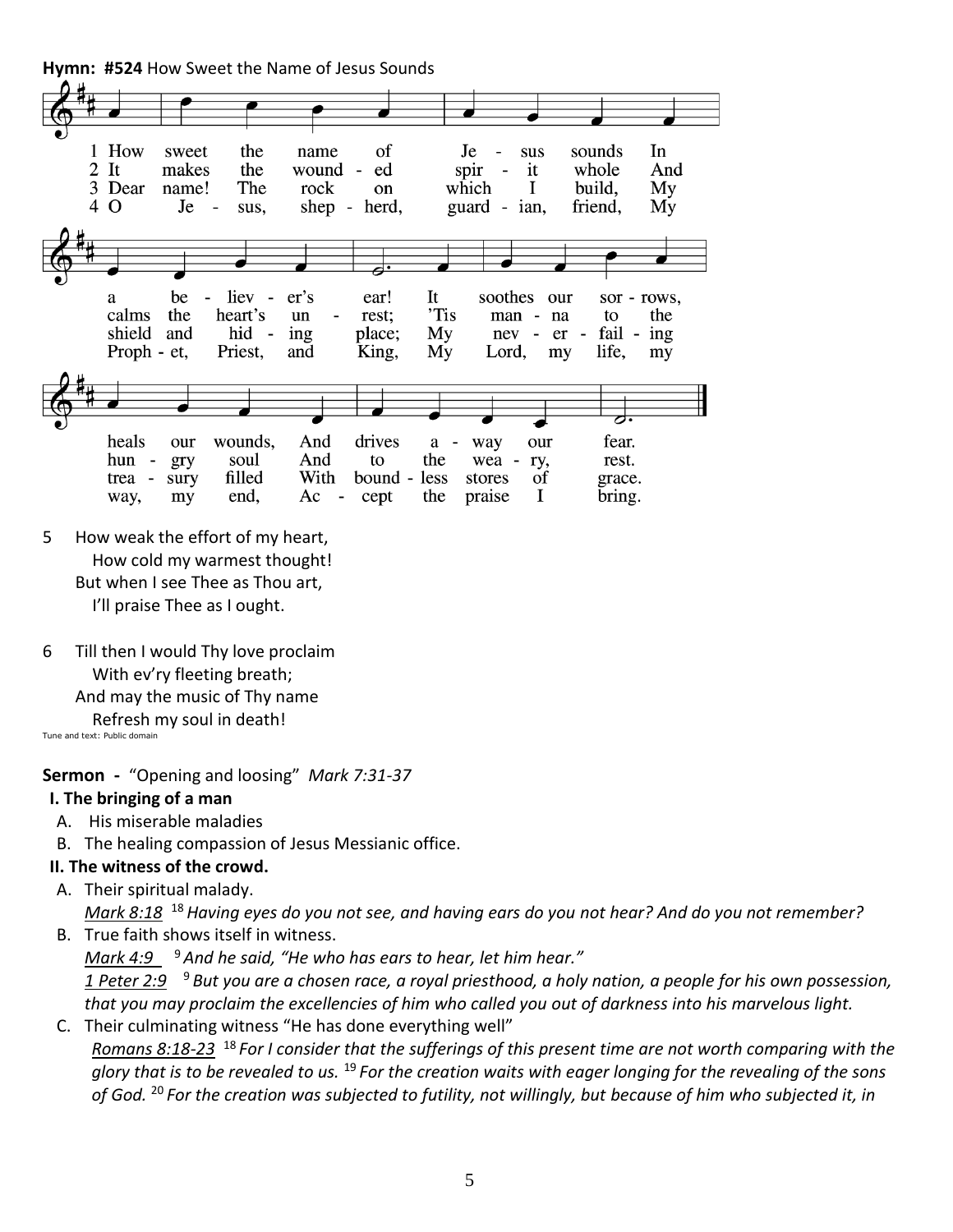**Hymn: #524** How Sweet the Name of Jesus Sounds

1 How sweet the name of Je - sus sounds In a be - liev - er's ear! It soothes our sor - rows, heals our wounds, And drives a - way our fear.

2 It makes the wound - ed spir - it whole And calms the heart's un - rest; 'Tis man - na to the hun - gry soul And to the wea - ry, rest.

3 Dear name! The rock on which I build, My shield and hid - ing place; My nev - er - fail - ing trea - sury filled With bound - less stores of grace.

4 O Je - sus, shep - herd, guard - ian, friend, My Proph - et, Priest, and King, My Lord, my life, my way, my end, Ac - cept the praise I bring.

5 How weak the effort of my heart,
How cold my warmest thought!
But when I see Thee as Thou art,
I'll praise Thee as I ought.

6 Till then I would Thy love proclaim
With ev'ry fleeting breath;
And may the music of Thy name
Refresh my soul in death!

Tune and text: Public domain

**Sermon -** "Opening and loosing" *Mark 7:31-37*

**I. The bringing of a man**

A. His miserable maladies

B. The healing compassion of Jesus Messianic office.

**II. The witness of the crowd.**

A. Their spiritual malady.
*Mark 8:18* [18] *Having eyes do you not see, and having ears do you not hear? And do you not remember?*

B. True faith shows itself in witness.
*Mark 4:9* [9] *And he said, "He who has ears to hear, let him hear."*
*1 Peter 2:9* [9] *But you are a chosen race, a royal priesthood, a holy nation, a people for his own possession, that you may proclaim the excellencies of him who called you out of darkness into his marvelous light.*

C. Their culminating witness "He has done everything well"
*Romans 8:18-23* [18] *For I consider that the sufferings of this present time are not worth comparing with the glory that is to be revealed to us.* [19] *For the creation waits with eager longing for the revealing of the sons of God.* [20] *For the creation was subjected to futility, not willingly, but because of him who subjected it, in*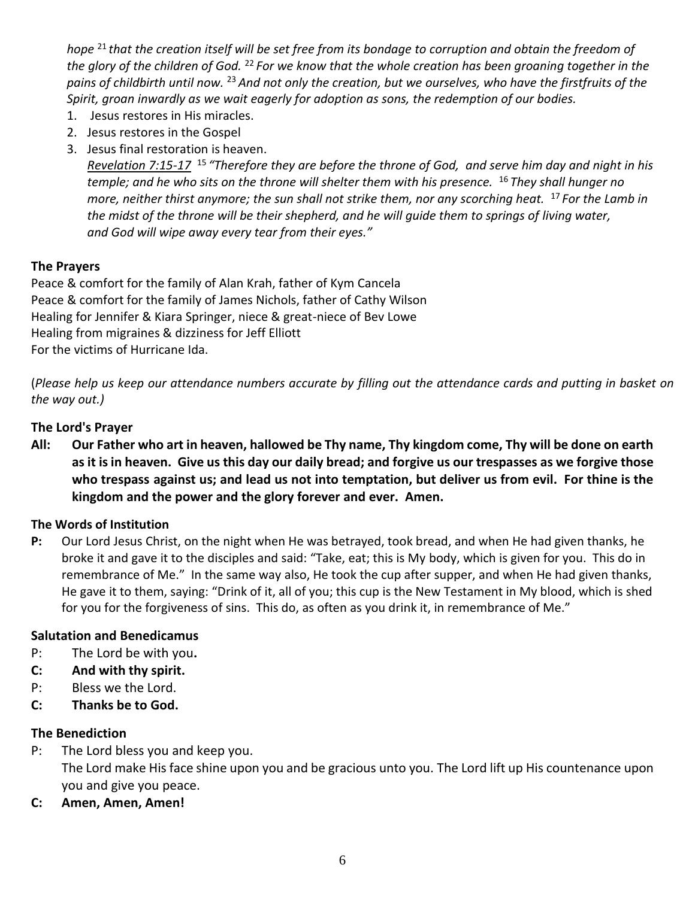*hope* [21] *that the creation itself will be set free from its bondage to corruption and obtain the freedom of the glory of the children of God.* [22] *For we know that the whole creation has been groaning together in the pains of childbirth until now.* [23] *And not only the creation, but we ourselves, who have the firstfruits of the Spirit, groan inwardly as we wait eagerly for adoption as sons, the redemption of our bodies.*

1. Jesus restores in His miracles.
2. Jesus restores in the Gospel
3. Jesus final restoration is heaven.
   *Revelation 7:15-17* [15] *"Therefore they are before the throne of God, and serve him day and night in his temple; and he who sits on the throne will shelter them with his presence.* [16] *They shall hunger no more, neither thirst anymore; the sun shall not strike them, nor any scorching heat.* [17] *For the Lamb in the midst of the throne will be their shepherd, and he will guide them to springs of living water, and God will wipe away every tear from their eyes."*

### The Prayers

Peace & comfort for the family of Alan Krah, father of Kym Cancela
Peace & comfort for the family of James Nichols, father of Cathy Wilson
Healing for Jennifer & Kiara Springer, niece & great-niece of Bev Lowe
Healing from migraines & dizziness for Jeff Elliott
For the victims of Hurricane Ida.

(*Please help us keep our attendance numbers accurate by filling out the attendance cards and putting in basket on the way out.)*

### The Lord's Prayer

**All: Our Father who art in heaven, hallowed be Thy name, Thy kingdom come, Thy will be done on earth as it is in heaven. Give us this day our daily bread; and forgive us our trespasses as we forgive those who trespass against us; and lead us not into temptation, but deliver us from evil. For thine is the kingdom and the power and the glory forever and ever. Amen.**

### The Words of Institution

**P:** Our Lord Jesus Christ, on the night when He was betrayed, took bread, and when He had given thanks, he broke it and gave it to the disciples and said: "Take, eat; this is My body, which is given for you. This do in remembrance of Me." In the same way also, He took the cup after supper, and when He had given thanks, He gave it to them, saying: "Drink of it, all of you; this cup is the New Testament in My blood, which is shed for you for the forgiveness of sins. This do, as often as you drink it, in remembrance of Me."

### Salutation and Benedicamus

P: The Lord be with you**.**
**C: And with thy spirit.**
P: Bless we the Lord.
**C: Thanks be to God.**

### The Benediction

P: The Lord bless you and keep you.
The Lord make His face shine upon you and be gracious unto you. The Lord lift up His countenance upon you and give you peace.
**C: Amen, Amen, Amen!**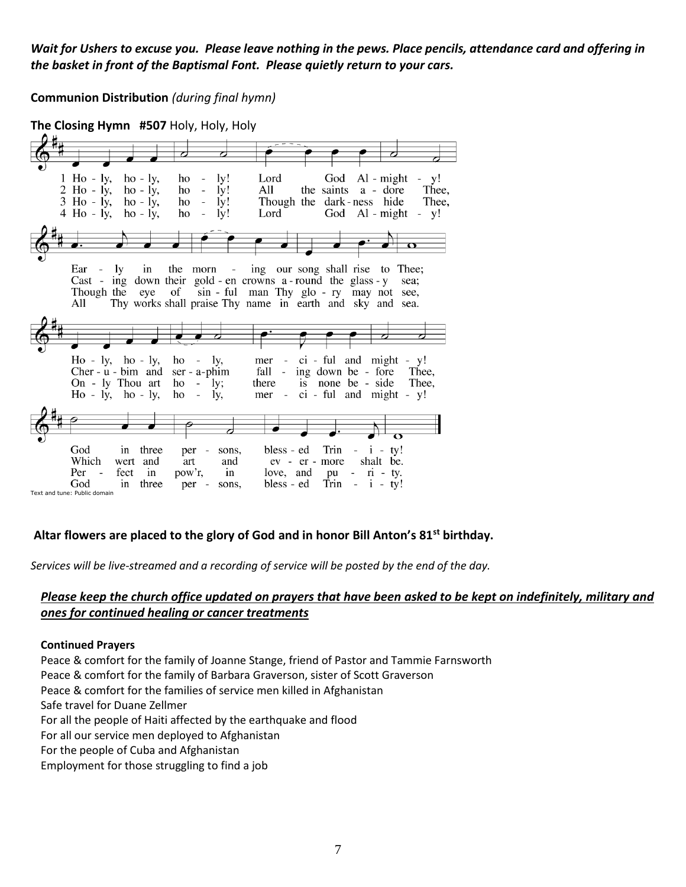***Wait for Ushers to excuse you. Please leave nothing in the pews. Place pencils, attendance card and offering in the basket in front of the Baptismal Font. Please quietly return to your cars.***

**Communion Distribution** *(during final hymn)*

**The Closing Hymn #507** Holy, Holy, Holy

1 Ho - ly, ho - ly, ho - ly! Lord God Al - might - y!
Ear - ly in the morn - ing our song shall rise to Thee;
Ho - ly, ho - ly, ho - ly, mer - ci - ful and might - y!
God in three per - sons, bless - ed Trin - i - ty!

2 Ho - ly, ho - ly, ho - ly! All the saints a - dore Thee,
Cast - ing down their gold - en crowns a - round the glass - y sea;
Cher - u - bim and ser - a-phim fall - ing down be - fore Thee,
Which wert and art and ev - er - more shalt be.

3 Ho - ly, ho - ly, ho - ly! Though the dark - ness hide Thee,
Though the eye of sin - ful man Thy glo - ry may not see,
On - ly Thou art ho - ly; there is none be - side Thee,
Per - fect in pow'r, in love, and pu - ri - ty.

4 Ho - ly, ho - ly, ho - ly! Lord God Al - might - y!
All Thy works shall praise Thy name in earth and sky and sea.
Ho - ly, ho - ly, ho - ly, mer - ci - ful and might - y!
God in three per - sons, bless - ed Trin - i - ty!

Text and tune: Public domain

**Altar flowers are placed to the glory of God and in honor Bill Anton's 81st birthday.**

*Services will be live-streamed and a recording of service will be posted by the end of the day.*

***Please keep the church office updated on prayers that have been asked to be kept on indefinitely, military and ones for continued healing or cancer treatments***

**Continued Prayers**

Peace & comfort for the family of Joanne Stange, friend of Pastor and Tammie Farnsworth
Peace & comfort for the family of Barbara Graverson, sister of Scott Graverson
Peace & comfort for the families of service men killed in Afghanistan
Safe travel for Duane Zellmer
For all the people of Haiti affected by the earthquake and flood
For all our service men deployed to Afghanistan
For the people of Cuba and Afghanistan
Employment for those struggling to find a job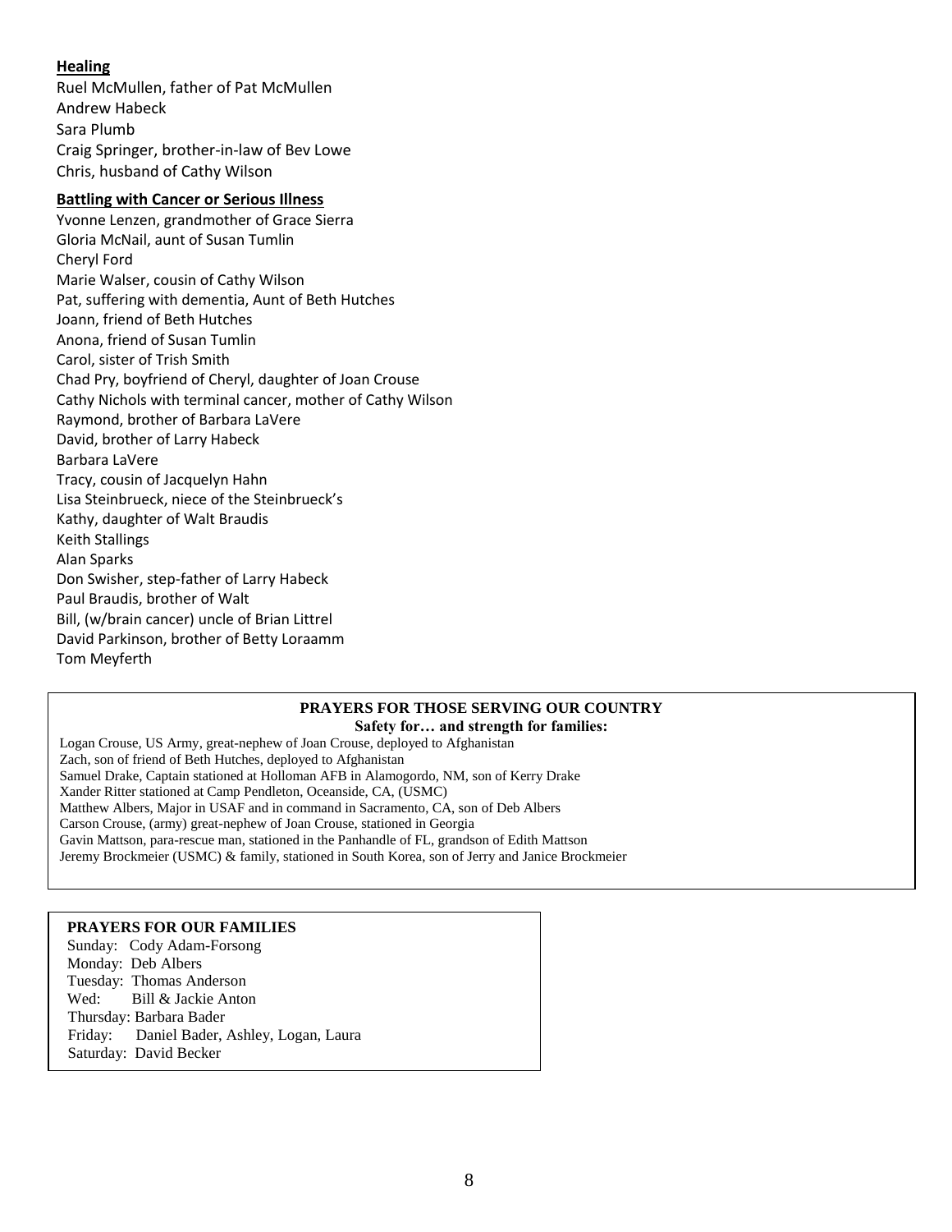**Healing**

Ruel McMullen, father of Pat McMullen
Andrew Habeck
Sara Plumb
Craig Springer, brother-in-law of Bev Lowe
Chris, husband of Cathy Wilson

**Battling with Cancer or Serious Illness**

Yvonne Lenzen, grandmother of Grace Sierra
Gloria McNail, aunt of Susan Tumlin
Cheryl Ford
Marie Walser, cousin of Cathy Wilson
Pat, suffering with dementia, Aunt of Beth Hutches
Joann, friend of Beth Hutches
Anona, friend of Susan Tumlin
Carol, sister of Trish Smith
Chad Pry, boyfriend of Cheryl, daughter of Joan Crouse
Cathy Nichols with terminal cancer, mother of Cathy Wilson
Raymond, brother of Barbara LaVere
David, brother of Larry Habeck
Barbara LaVere
Tracy, cousin of Jacquelyn Hahn
Lisa Steinbrueck, niece of the Steinbrueck's
Kathy, daughter of Walt Braudis
Keith Stallings
Alan Sparks
Don Swisher, step-father of Larry Habeck
Paul Braudis, brother of Walt
Bill, (w/brain cancer) uncle of Brian Littrel
David Parkinson, brother of Betty Loraamm
Tom Meyferth

**PRAYERS FOR THOSE SERVING OUR COUNTRY**

**Safety for… and strength for families:**

Logan Crouse, US Army, great-nephew of Joan Crouse, deployed to Afghanistan
Zach, son of friend of Beth Hutches, deployed to Afghanistan
Samuel Drake, Captain stationed at Holloman AFB in Alamogordo, NM, son of Kerry Drake
Xander Ritter stationed at Camp Pendleton, Oceanside, CA, (USMC)
Matthew Albers, Major in USAF and in command in Sacramento, CA, son of Deb Albers
Carson Crouse, (army) great-nephew of Joan Crouse, stationed in Georgia
Gavin Mattson, para-rescue man, stationed in the Panhandle of FL, grandson of Edith Mattson
Jeremy Brockmeier (USMC) & family, stationed in South Korea, son of Jerry and Janice Brockmeier

**PRAYERS FOR OUR FAMILIES**

Sunday: Cody Adam-Forsong
Monday: Deb Albers
Tuesday: Thomas Anderson
Wed: Bill & Jackie Anton
Thursday: Barbara Bader
Friday: Daniel Bader, Ashley, Logan, Laura
Saturday: David Becker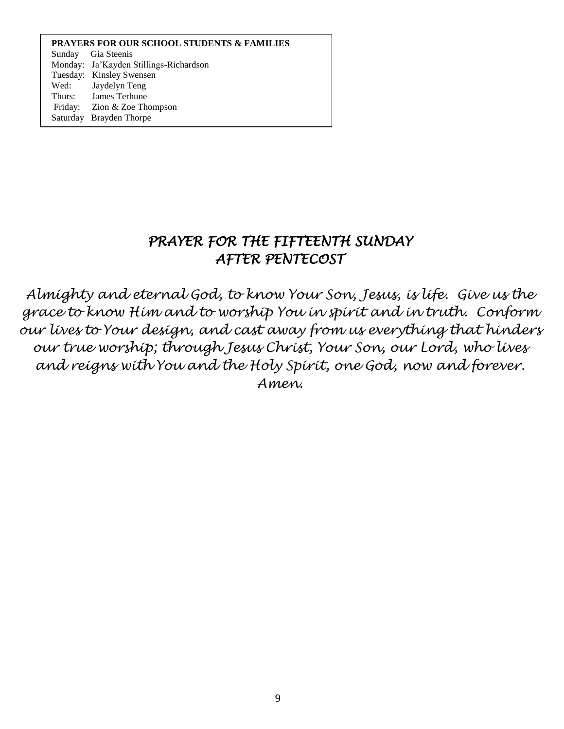**PRAYERS FOR OUR SCHOOL STUDENTS & FAMILIES**

| | |
|---|---|
| Sunday | Gia Steenis |
| Monday: | Ja'Kayden Stillings-Richardson |
| Tuesday: | Kinsley Swensen |
| Wed: | Jaydelyn Teng |
| Thurs: | James Terhune |
| Friday: | Zion & Zoe Thompson |
| Saturday | Brayden Thorpe |

## *PRAYER FOR THE FIFTEENTH SUNDAY AFTER PENTECOST*

*Almighty and eternal God, to know Your Son, Jesus, is life. Give us the grace to know Him and to worship You in spirit and in truth. Conform our lives to Your design, and cast away from us everything that hinders our true worship; through Jesus Christ, Your Son, our Lord, who lives and reigns with You and the Holy Spirit, one God, now and forever. Amen.*